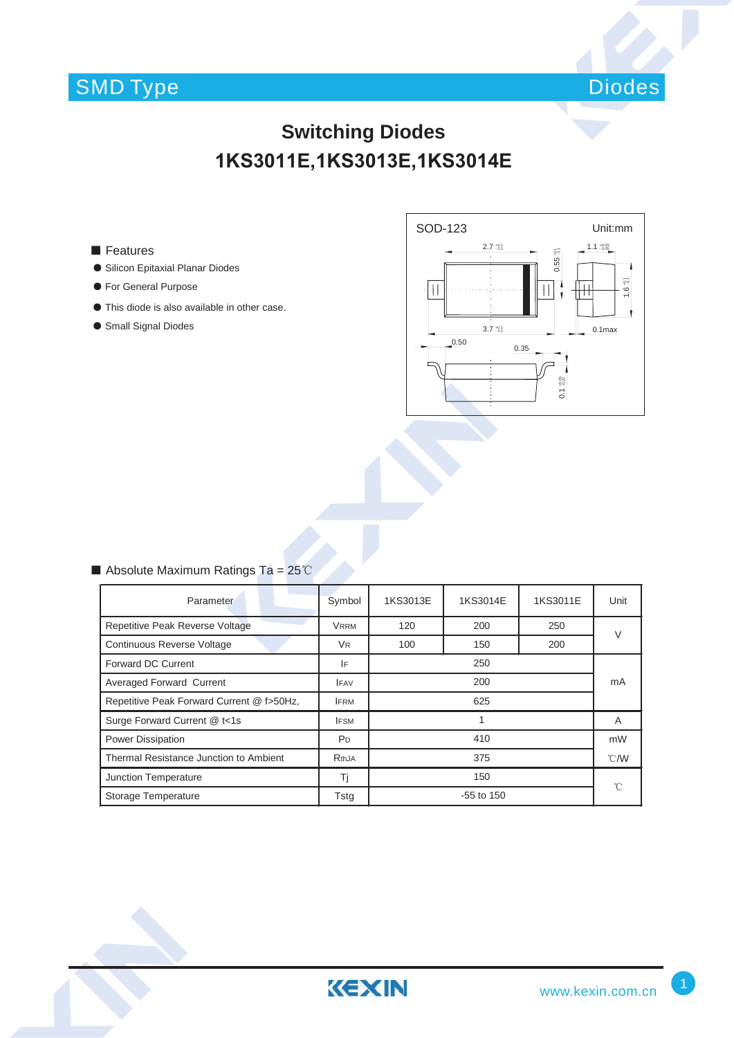SMD Type | Diodes

# Switching Diodes

# 1KS3011E,1KS3013E,1KS3014E

## ■ Features

- Silicon Epitaxial Planar Diodes
- For General Purpose
- This diode is also available in other case.
- Small Signal Diodes

SOD-123 Unit:mm

## ■ Absolute Maximum Ratings Ta = 25℃

| Parameter | Symbol | 1KS3013E | 1KS3014E | 1KS3011E | Unit |
|---|---|---|---|---|---|
| Repetitive Peak Reverse Voltage | $V_{RRM}$ | 120 | 200 | 250 | V |
| Continuous Reverse Voltage | $V_R$ | 100 | 150 | 200 | |
| Forward DC Current | $I_F$ | | 250 | | mA |
| Averaged Forward Current | $I_{FAV}$ | | 200 | | |
| Repetitive Peak Forward Current @ f>50Hz, | $I_{FRM}$ | | 625 | | |
| Surge Forward Current @ t<1s | $I_{FSM}$ | | 1 | | A |
| Power Dissipation | $P_D$ | | 410 | | mW |
| Thermal Resistance Junction to Ambient | $R_{thJA}$ | | 375 | | ℃/W |
| Junction Temperature | Tj | | 150 | | ℃ |
| Storage Temperature | Tstg | | -55 to 150 | | |

www.kexin.com.cn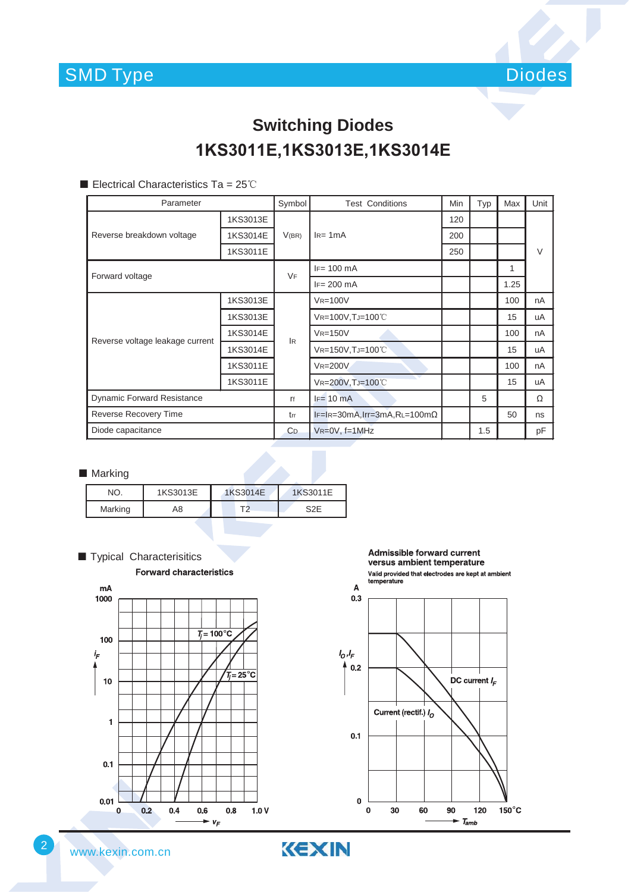# Switching Diodes

# 1KS3011E,1KS3013E,1KS3014E

## ■ Electrical Characteristics Ta = 25℃

| Parameter | | Symbol | Test Conditions | Min | Typ | Max | Unit |
|---|---|---|---|---|---|---|---|
| Reverse breakdown voltage | 1KS3013E | $V_{(BR)}$ | $I_R$= 1mA | 120 | | | V |
| | 1KS3014E | | | 200 | | | |
| | 1KS3011E | | | 250 | | | |
| Forward voltage | | $V_F$ | $I_F$= 100 mA | | | 1 | |
| | | | $I_F$= 200 mA | | | 1.25 | |
| Reverse voltage leakage current | 1KS3013E | $I_R$ | $V_R$=100V | | | 100 | nA |
| | 1KS3013E | | $V_R$=100V,$T_J$=100℃ | | | 15 | uA |
| | 1KS3014E | | $V_R$=150V | | | 100 | nA |
| | 1KS3014E | | $V_R$=150V,$T_J$=100℃ | | | 15 | uA |
| | 1KS3011E | | $V_R$=200V | | | 100 | nA |
| | 1KS3011E | | $V_R$=200V,$T_J$=100℃ | | | 15 | uA |
| Dynamic Forward Resistance | | $r_f$ | $I_F$= 10 mA | | 5 | | Ω |
| Reverse Recovery Time | | $t_{rr}$ | $I_F$=$I_R$=30mA,$I_{rr}$=3mA,$R_L$=100mΩ | | | 50 | ns |
| Diode capacitance | | $C_D$ | $V_R$=0V, f=1MHz | | 1.5 | | pF |

## ■ Marking

| NO. | 1KS3013E | 1KS3014E | 1KS3011E |
|---|---|---|---|
| Marking | A8 | T2 | S2E |

## ■ Typical Characterisitics

**Forward characteristics**

**Admissible forward current versus ambient temperature**

Valid provided that electrodes are kept at ambient temperature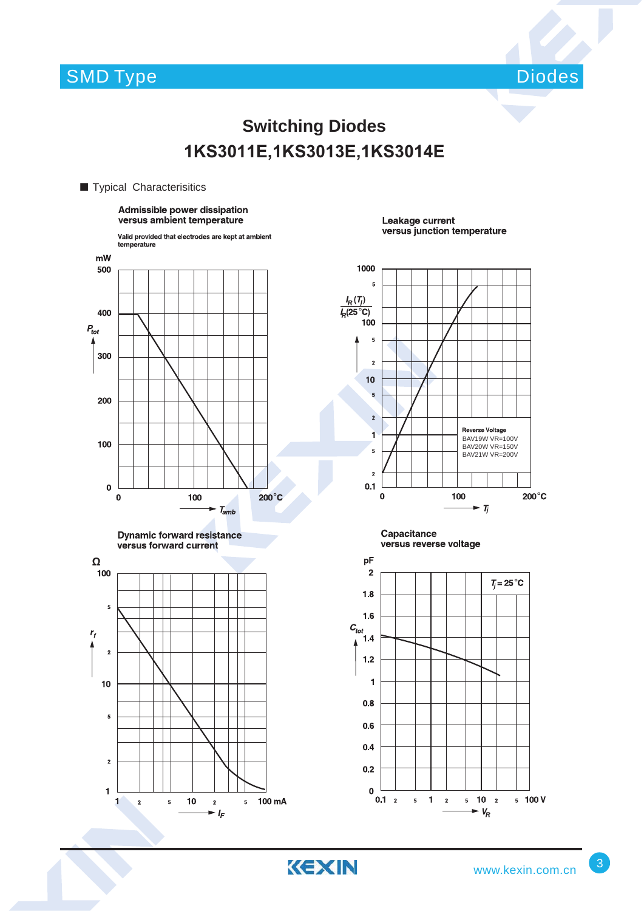# Switching Diodes

# 1KS3011E,1KS3013E,1KS3014E

■ Typical Characterisitics

**Admissible power dissipation versus ambient temperature**

Valid provided that electrodes are kept at ambient temperature

mW
500
400
$P_{tot}$
300
200
100
0
0
100
200°C
$T_{amb}$

**Leakage current versus junction temperature**

$\frac{I_R(T_j)}{I_R(25°C)}$
1000
5
100
5
2
10
5
2
1
5
2
0.1
0
100
200°C
$T_j$

Reverse Voltage
BAV19W VR=100V
BAV20W VR=150V
BAV21W VR=200V

**Dynamic forward resistance versus forward current**

Ω
100
5
$r_f$
2
10
5
2
1
1
2
5
10
2
5
100 mA
$I_F$

**Capacitance versus reverse voltage**

pF
2
1.8
1.6
$C_{tot}$
1.4
1.2
1
0.8
0.6
0.4
0.2
0
0.1
2
5
1
2
5
10
2
5
100 V
$V_R$

$T_j = 25°C$